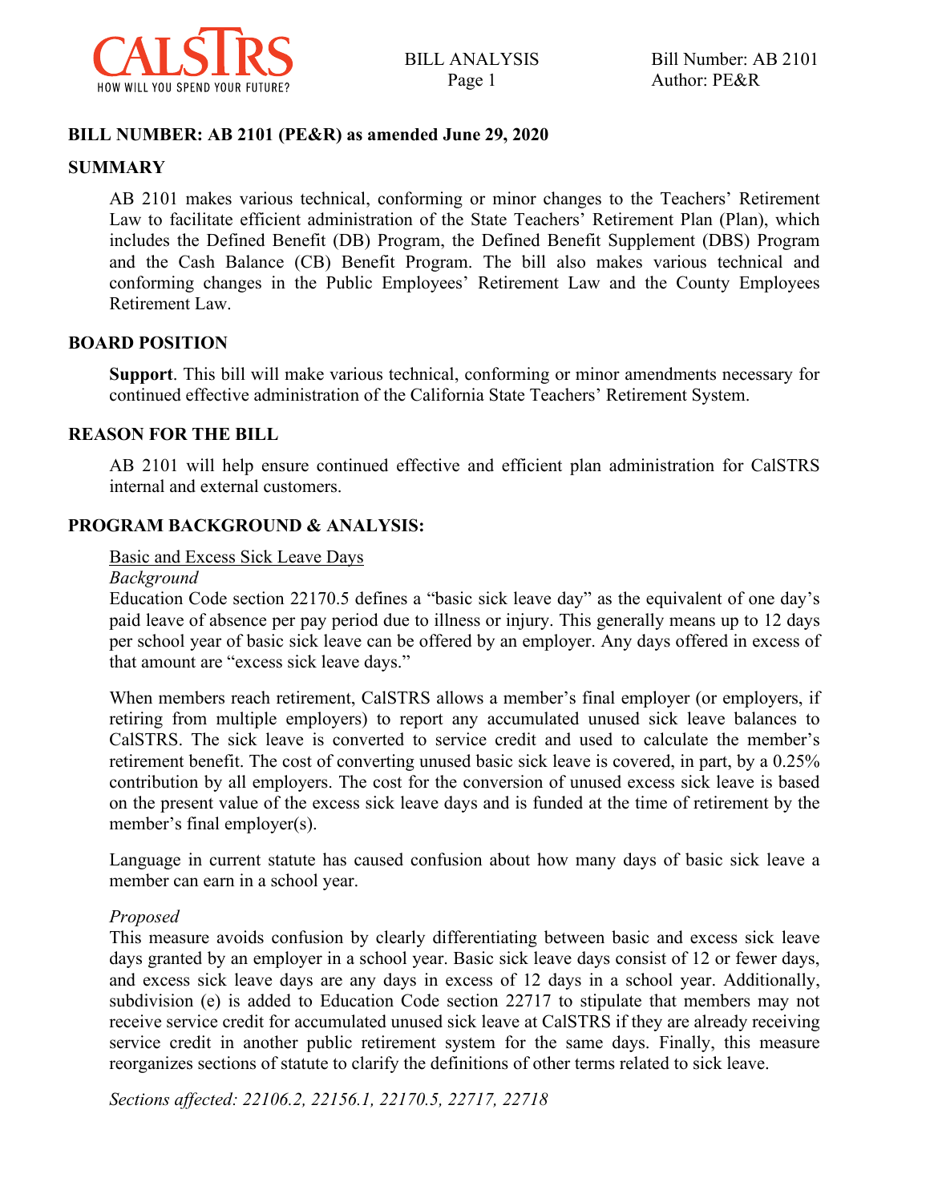**BILL NUMBER: AB 2101 (PE&R) as amended June 29, 2020**

## SUMMARY

AB 2101 makes various technical, conforming or minor changes to the Teachers' Retirement Law to facilitate efficient administration of the State Teachers' Retirement Plan (Plan), which includes the Defined Benefit (DB) Program, the Defined Benefit Supplement (DBS) Program and the Cash Balance (CB) Benefit Program. The bill also makes various technical and conforming changes in the Public Employees' Retirement Law and the County Employees Retirement Law.

## BOARD POSITION

**Support**. This bill will make various technical, conforming or minor amendments necessary for continued effective administration of the California State Teachers' Retirement System.

## REASON FOR THE BILL

AB 2101 will help ensure continued effective and efficient plan administration for CalSTRS internal and external customers.

## PROGRAM BACKGROUND & ANALYSIS:

Basic and Excess Sick Leave Days

*Background*

Education Code section 22170.5 defines a "basic sick leave day" as the equivalent of one day's paid leave of absence per pay period due to illness or injury. This generally means up to 12 days per school year of basic sick leave can be offered by an employer. Any days offered in excess of that amount are "excess sick leave days."

When members reach retirement, CalSTRS allows a member's final employer (or employers, if retiring from multiple employers) to report any accumulated unused sick leave balances to CalSTRS. The sick leave is converted to service credit and used to calculate the member's retirement benefit. The cost of converting unused basic sick leave is covered, in part, by a 0.25% contribution by all employers. The cost for the conversion of unused excess sick leave is based on the present value of the excess sick leave days and is funded at the time of retirement by the member's final employer(s).

Language in current statute has caused confusion about how many days of basic sick leave a member can earn in a school year.

*Proposed*

This measure avoids confusion by clearly differentiating between basic and excess sick leave days granted by an employer in a school year. Basic sick leave days consist of 12 or fewer days, and excess sick leave days are any days in excess of 12 days in a school year. Additionally, subdivision (e) is added to Education Code section 22717 to stipulate that members may not receive service credit for accumulated unused sick leave at CalSTRS if they are already receiving service credit in another public retirement system for the same days. Finally, this measure reorganizes sections of statute to clarify the definitions of other terms related to sick leave.

*Sections affected: 22106.2, 22156.1, 22170.5, 22717, 22718*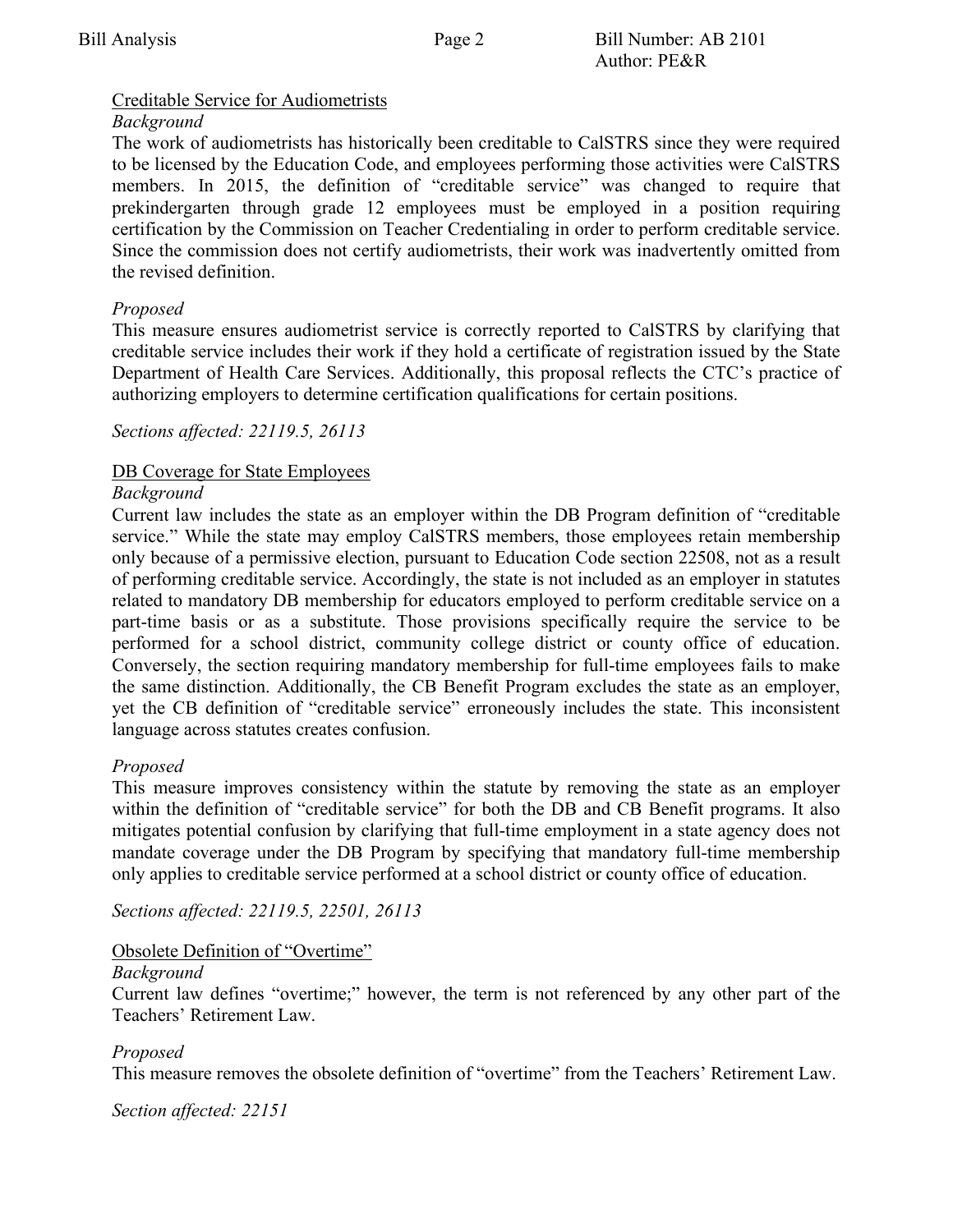## Creditable Service for Audiometrists

*Background*

The work of audiometrists has historically been creditable to CalSTRS since they were required to be licensed by the Education Code, and employees performing those activities were CalSTRS members. In 2015, the definition of "creditable service" was changed to require that prekindergarten through grade 12 employees must be employed in a position requiring certification by the Commission on Teacher Credentialing in order to perform creditable service. Since the commission does not certify audiometrists, their work was inadvertently omitted from the revised definition.

*Proposed*

This measure ensures audiometrist service is correctly reported to CalSTRS by clarifying that creditable service includes their work if they hold a certificate of registration issued by the State Department of Health Care Services. Additionally, this proposal reflects the CTC's practice of authorizing employers to determine certification qualifications for certain positions.

*Sections affected: 22119.5, 26113*

## DB Coverage for State Employees

*Background*

Current law includes the state as an employer within the DB Program definition of "creditable service." While the state may employ CalSTRS members, those employees retain membership only because of a permissive election, pursuant to Education Code section 22508, not as a result of performing creditable service. Accordingly, the state is not included as an employer in statutes related to mandatory DB membership for educators employed to perform creditable service on a part-time basis or as a substitute. Those provisions specifically require the service to be performed for a school district, community college district or county office of education. Conversely, the section requiring mandatory membership for full-time employees fails to make the same distinction. Additionally, the CB Benefit Program excludes the state as an employer, yet the CB definition of "creditable service" erroneously includes the state. This inconsistent language across statutes creates confusion.

*Proposed*

This measure improves consistency within the statute by removing the state as an employer within the definition of "creditable service" for both the DB and CB Benefit programs. It also mitigates potential confusion by clarifying that full-time employment in a state agency does not mandate coverage under the DB Program by specifying that mandatory full-time membership only applies to creditable service performed at a school district or county office of education.

*Sections affected: 22119.5, 22501, 26113*

## Obsolete Definition of "Overtime"

*Background*

Current law defines "overtime;" however, the term is not referenced by any other part of the Teachers' Retirement Law.

*Proposed*

This measure removes the obsolete definition of "overtime" from the Teachers' Retirement Law.

*Section affected: 22151*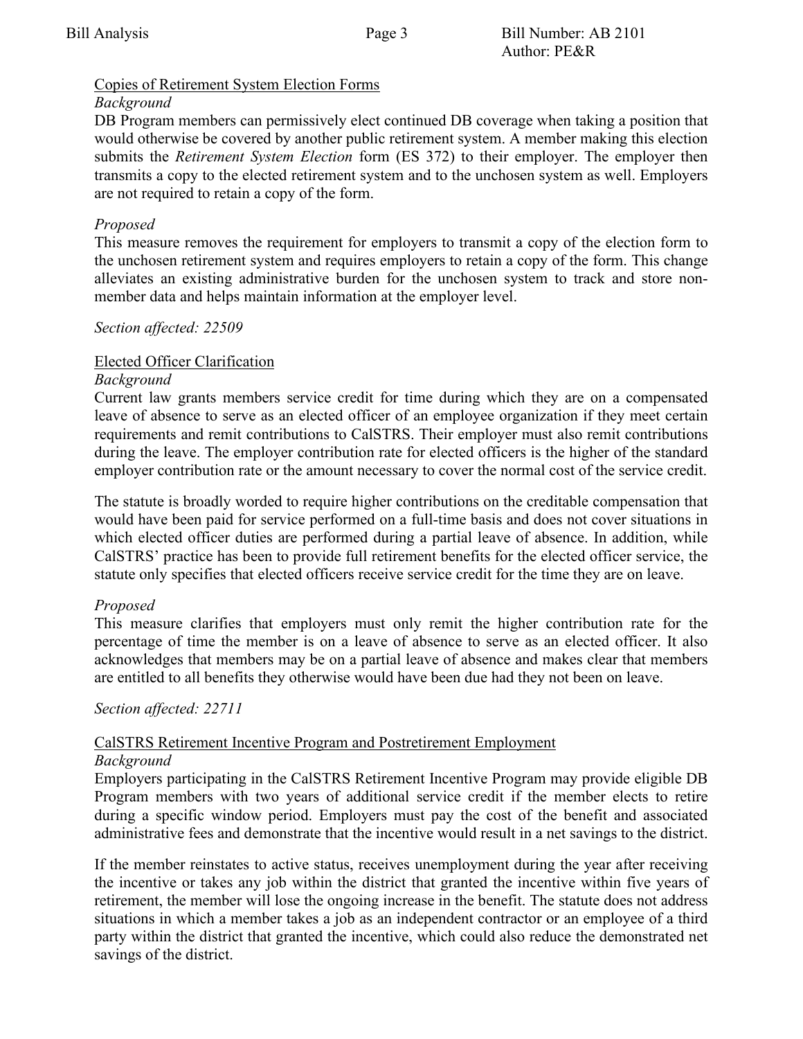Copies of Retirement System Election Forms

*Background*

DB Program members can permissively elect continued DB coverage when taking a position that would otherwise be covered by another public retirement system. A member making this election submits the *Retirement System Election* form (ES 372) to their employer. The employer then transmits a copy to the elected retirement system and to the unchosen system as well. Employers are not required to retain a copy of the form.

*Proposed*

This measure removes the requirement for employers to transmit a copy of the election form to the unchosen retirement system and requires employers to retain a copy of the form. This change alleviates an existing administrative burden for the unchosen system to track and store non-member data and helps maintain information at the employer level.

*Section affected: 22509*

Elected Officer Clarification

*Background*

Current law grants members service credit for time during which they are on a compensated leave of absence to serve as an elected officer of an employee organization if they meet certain requirements and remit contributions to CalSTRS. Their employer must also remit contributions during the leave. The employer contribution rate for elected officers is the higher of the standard employer contribution rate or the amount necessary to cover the normal cost of the service credit.

The statute is broadly worded to require higher contributions on the creditable compensation that would have been paid for service performed on a full-time basis and does not cover situations in which elected officer duties are performed during a partial leave of absence. In addition, while CalSTRS' practice has been to provide full retirement benefits for the elected officer service, the statute only specifies that elected officers receive service credit for the time they are on leave.

*Proposed*

This measure clarifies that employers must only remit the higher contribution rate for the percentage of time the member is on a leave of absence to serve as an elected officer. It also acknowledges that members may be on a partial leave of absence and makes clear that members are entitled to all benefits they otherwise would have been due had they not been on leave.

*Section affected: 22711*

CalSTRS Retirement Incentive Program and Postretirement Employment

*Background*

Employers participating in the CalSTRS Retirement Incentive Program may provide eligible DB Program members with two years of additional service credit if the member elects to retire during a specific window period. Employers must pay the cost of the benefit and associated administrative fees and demonstrate that the incentive would result in a net savings to the district.

If the member reinstates to active status, receives unemployment during the year after receiving the incentive or takes any job within the district that granted the incentive within five years of retirement, the member will lose the ongoing increase in the benefit. The statute does not address situations in which a member takes a job as an independent contractor or an employee of a third party within the district that granted the incentive, which could also reduce the demonstrated net savings of the district.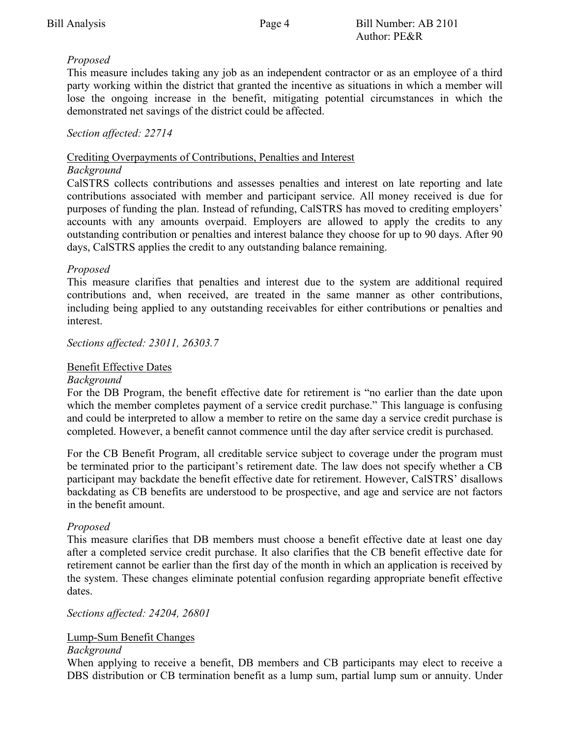*Proposed*

This measure includes taking any job as an independent contractor or as an employee of a third party working within the district that granted the incentive as situations in which a member will lose the ongoing increase in the benefit, mitigating potential circumstances in which the demonstrated net savings of the district could be affected.

*Section affected: 22714*

<u>Crediting Overpayments of Contributions, Penalties and Interest</u>

*Background*

CalSTRS collects contributions and assesses penalties and interest on late reporting and late contributions associated with member and participant service. All money received is due for purposes of funding the plan. Instead of refunding, CalSTRS has moved to crediting employers' accounts with any amounts overpaid. Employers are allowed to apply the credits to any outstanding contribution or penalties and interest balance they choose for up to 90 days. After 90 days, CalSTRS applies the credit to any outstanding balance remaining.

*Proposed*

This measure clarifies that penalties and interest due to the system are additional required contributions and, when received, are treated in the same manner as other contributions, including being applied to any outstanding receivables for either contributions or penalties and interest.

*Sections affected: 23011, 26303.7*

<u>Benefit Effective Dates</u>

*Background*

For the DB Program, the benefit effective date for retirement is "no earlier than the date upon which the member completes payment of a service credit purchase." This language is confusing and could be interpreted to allow a member to retire on the same day a service credit purchase is completed. However, a benefit cannot commence until the day after service credit is purchased.

For the CB Benefit Program, all creditable service subject to coverage under the program must be terminated prior to the participant's retirement date. The law does not specify whether a CB participant may backdate the benefit effective date for retirement. However, CalSTRS' disallows backdating as CB benefits are understood to be prospective, and age and service are not factors in the benefit amount.

*Proposed*

This measure clarifies that DB members must choose a benefit effective date at least one day after a completed service credit purchase. It also clarifies that the CB benefit effective date for retirement cannot be earlier than the first day of the month in which an application is received by the system. These changes eliminate potential confusion regarding appropriate benefit effective dates.

*Sections affected: 24204, 26801*

<u>Lump-Sum Benefit Changes</u>

*Background*

When applying to receive a benefit, DB members and CB participants may elect to receive a DBS distribution or CB termination benefit as a lump sum, partial lump sum or annuity. Under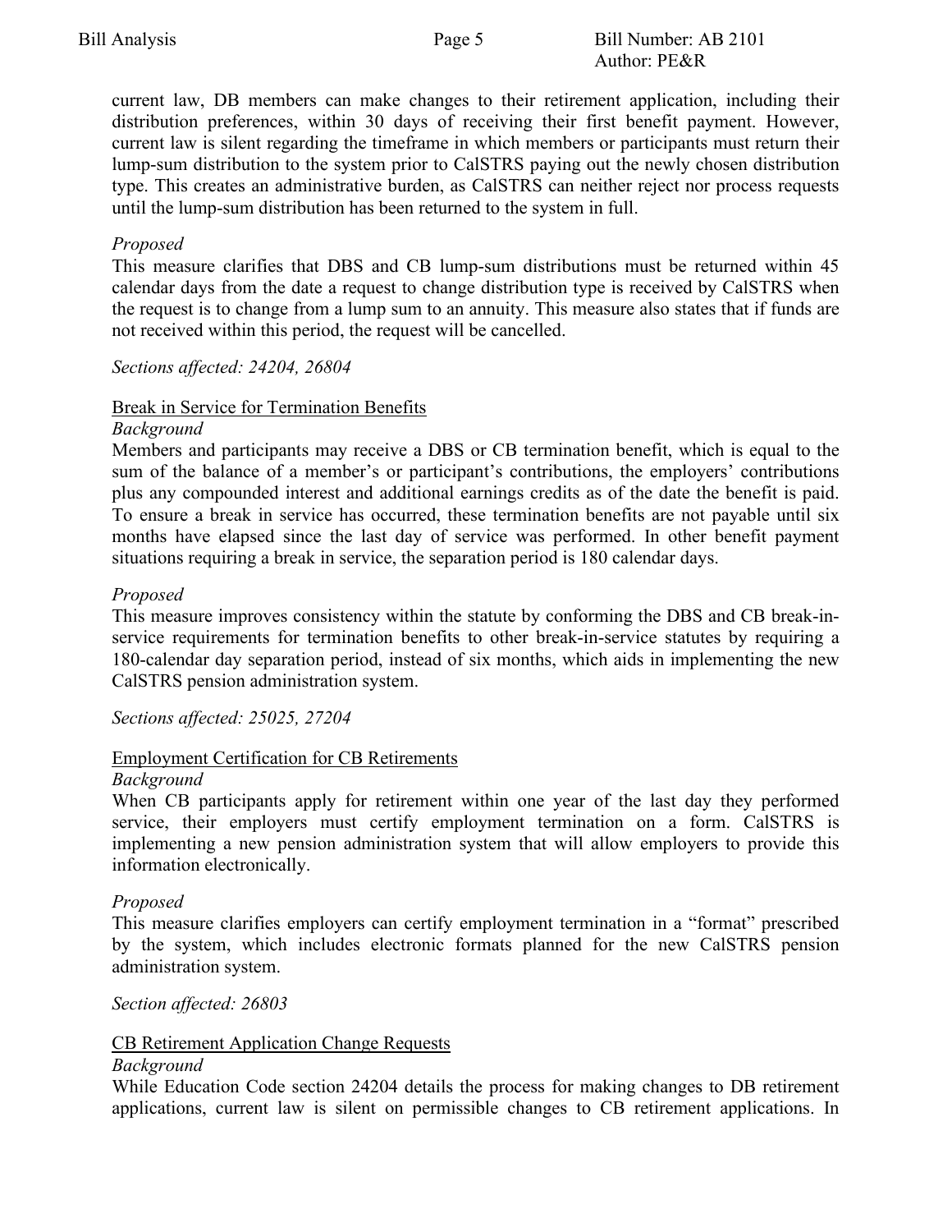current law, DB members can make changes to their retirement application, including their distribution preferences, within 30 days of receiving their first benefit payment. However, current law is silent regarding the timeframe in which members or participants must return their lump-sum distribution to the system prior to CalSTRS paying out the newly chosen distribution type. This creates an administrative burden, as CalSTRS can neither reject nor process requests until the lump-sum distribution has been returned to the system in full.

*Proposed*
This measure clarifies that DBS and CB lump-sum distributions must be returned within 45 calendar days from the date a request to change distribution type is received by CalSTRS when the request is to change from a lump sum to an annuity. This measure also states that if funds are not received within this period, the request will be cancelled.

*Sections affected: 24204, 26804*

<u>Break in Service for Termination Benefits</u>
*Background*
Members and participants may receive a DBS or CB termination benefit, which is equal to the sum of the balance of a member's or participant's contributions, the employers' contributions plus any compounded interest and additional earnings credits as of the date the benefit is paid. To ensure a break in service has occurred, these termination benefits are not payable until six months have elapsed since the last day of service was performed. In other benefit payment situations requiring a break in service, the separation period is 180 calendar days.

*Proposed*
This measure improves consistency within the statute by conforming the DBS and CB break-in-service requirements for termination benefits to other break-in-service statutes by requiring a 180-calendar day separation period, instead of six months, which aids in implementing the new CalSTRS pension administration system.

*Sections affected: 25025, 27204*

<u>Employment Certification for CB Retirements</u>
*Background*
When CB participants apply for retirement within one year of the last day they performed service, their employers must certify employment termination on a form. CalSTRS is implementing a new pension administration system that will allow employers to provide this information electronically.

*Proposed*
This measure clarifies employers can certify employment termination in a "format" prescribed by the system, which includes electronic formats planned for the new CalSTRS pension administration system.

*Section affected: 26803*

<u>CB Retirement Application Change Requests</u>
*Background*
While Education Code section 24204 details the process for making changes to DB retirement applications, current law is silent on permissible changes to CB retirement applications. In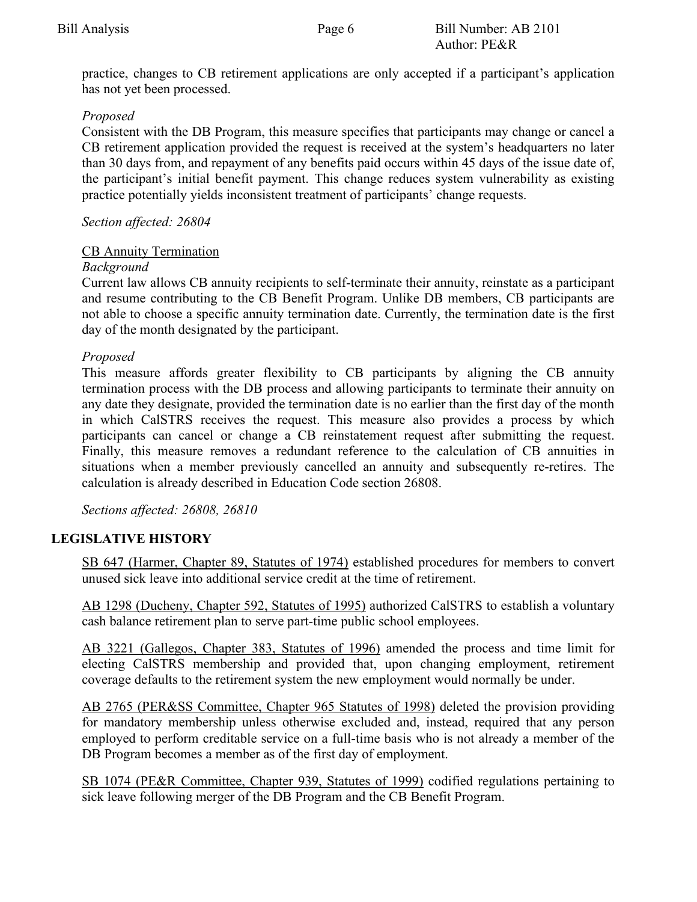practice, changes to CB retirement applications are only accepted if a participant's application has not yet been processed.

*Proposed*

Consistent with the DB Program, this measure specifies that participants may change or cancel a CB retirement application provided the request is received at the system's headquarters no later than 30 days from, and repayment of any benefits paid occurs within 45 days of the issue date of, the participant's initial benefit payment. This change reduces system vulnerability as existing practice potentially yields inconsistent treatment of participants' change requests.

*Section affected: 26804*

<u>CB Annuity Termination</u>

*Background*

Current law allows CB annuity recipients to self-terminate their annuity, reinstate as a participant and resume contributing to the CB Benefit Program. Unlike DB members, CB participants are not able to choose a specific annuity termination date. Currently, the termination date is the first day of the month designated by the participant.

*Proposed*

This measure affords greater flexibility to CB participants by aligning the CB annuity termination process with the DB process and allowing participants to terminate their annuity on any date they designate, provided the termination date is no earlier than the first day of the month in which CalSTRS receives the request. This measure also provides a process by which participants can cancel or change a CB reinstatement request after submitting the request. Finally, this measure removes a redundant reference to the calculation of CB annuities in situations when a member previously cancelled an annuity and subsequently re-retires. The calculation is already described in Education Code section 26808.

*Sections affected: 26808, 26810*

## LEGISLATIVE HISTORY

<u>SB 647 (Harmer, Chapter 89, Statutes of 1974)</u> established procedures for members to convert unused sick leave into additional service credit at the time of retirement.

<u>AB 1298 (Ducheny, Chapter 592, Statutes of 1995)</u> authorized CalSTRS to establish a voluntary cash balance retirement plan to serve part-time public school employees.

<u>AB 3221 (Gallegos, Chapter 383, Statutes of 1996)</u> amended the process and time limit for electing CalSTRS membership and provided that, upon changing employment, retirement coverage defaults to the retirement system the new employment would normally be under.

<u>AB 2765 (PER&SS Committee, Chapter 965 Statutes of 1998)</u> deleted the provision providing for mandatory membership unless otherwise excluded and, instead, required that any person employed to perform creditable service on a full-time basis who is not already a member of the DB Program becomes a member as of the first day of employment.

<u>SB 1074 (PE&R Committee, Chapter 939, Statutes of 1999)</u> codified regulations pertaining to sick leave following merger of the DB Program and the CB Benefit Program.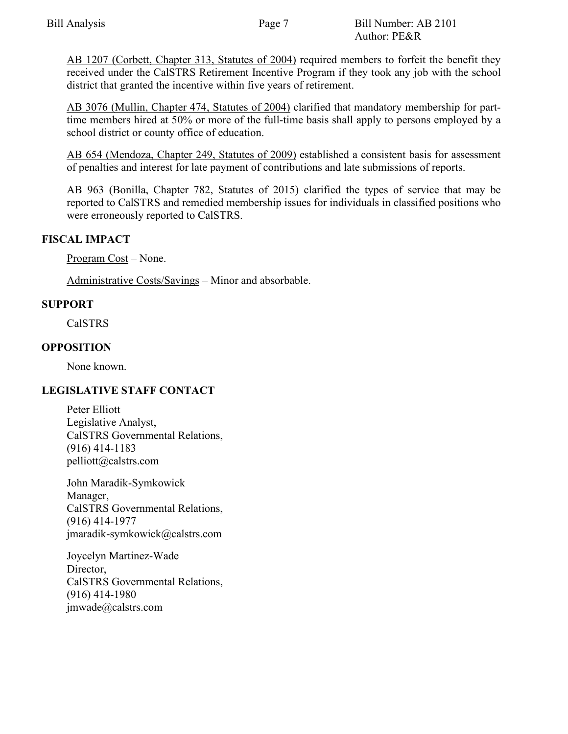AB 1207 (Corbett, Chapter 313, Statutes of 2004) required members to forfeit the benefit they received under the CalSTRS Retirement Incentive Program if they took any job with the school district that granted the incentive within five years of retirement.

AB 3076 (Mullin, Chapter 474, Statutes of 2004) clarified that mandatory membership for part-time members hired at 50% or more of the full-time basis shall apply to persons employed by a school district or county office of education.

AB 654 (Mendoza, Chapter 249, Statutes of 2009) established a consistent basis for assessment of penalties and interest for late payment of contributions and late submissions of reports.

AB 963 (Bonilla, Chapter 782, Statutes of 2015) clarified the types of service that may be reported to CalSTRS and remedied membership issues for individuals in classified positions who were erroneously reported to CalSTRS.

## FISCAL IMPACT

Program Cost – None.

Administrative Costs/Savings – Minor and absorbable.

## SUPPORT

CalSTRS

## OPPOSITION

None known.

## LEGISLATIVE STAFF CONTACT

Peter Elliott
Legislative Analyst,
CalSTRS Governmental Relations,
(916) 414-1183
pelliott@calstrs.com

John Maradik-Symkowick
Manager,
CalSTRS Governmental Relations,
(916) 414-1977
jmaradik-symkowick@calstrs.com

Joycelyn Martinez-Wade
Director,
CalSTRS Governmental Relations,
(916) 414-1980
jmwade@calstrs.com